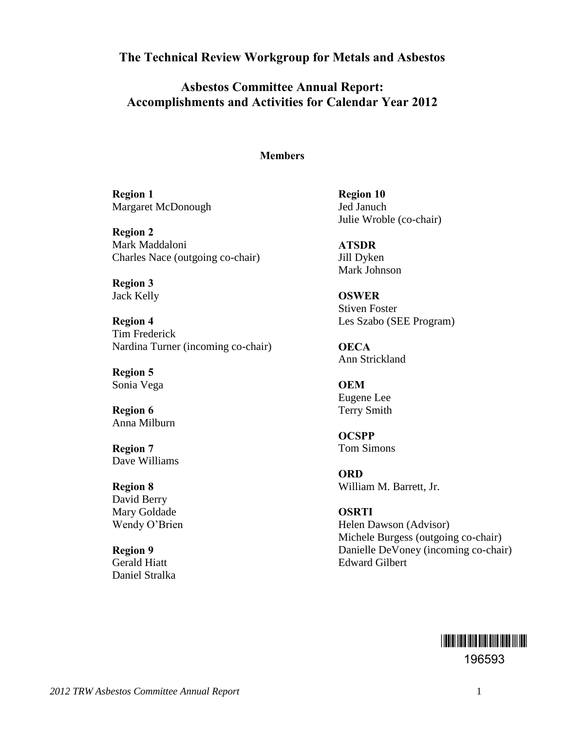# The Technical Review Workgroup for Metals and Asbestos

## Asbestos Committee Annual Report: Accomplishments and Activities for Calendar Year 2012

### Members

**Region 1**
Margaret McDonough

**Region 2**
Mark Maddaloni
Charles Nace (outgoing co-chair)

**Region 3**
Jack Kelly

**Region 4**
Tim Frederick
Nardina Turner (incoming co-chair)

**Region 5**
Sonia Vega

**Region 6**
Anna Milburn

**Region 7**
Dave Williams

**Region 8**
David Berry
Mary Goldade
Wendy O'Brien

**Region 9**
Gerald Hiatt
Daniel Stralka

**Region 10**
Jed Januch
Julie Wroble (co-chair)

**ATSDR**
Jill Dyken
Mark Johnson

**OSWER**
Stiven Foster
Les Szabo (SEE Program)

**OECA**
Ann Strickland

**OEM**
Eugene Lee
Terry Smith

**OCSPP**
Tom Simons

**ORD**
William M. Barrett, Jr.

**OSRTI**
Helen Dawson (Advisor)
Michele Burgess (outgoing co-chair)
Danielle DeVoney (incoming co-chair)
Edward Gilbert

196593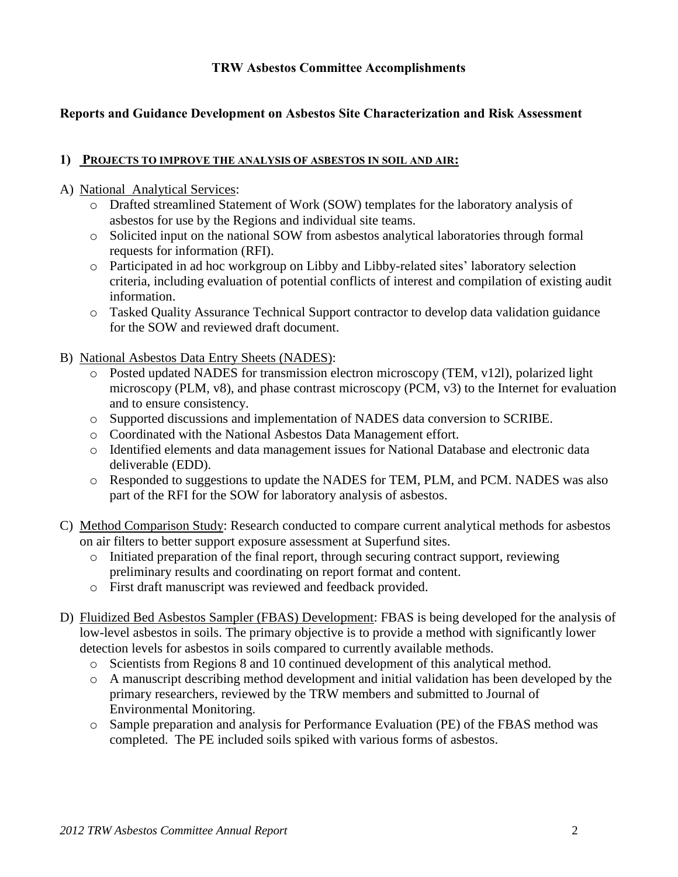# TRW Asbestos Committee Accomplishments

## Reports and Guidance Development on Asbestos Site Characterization and Risk Assessment

### 1) PROJECTS TO IMPROVE THE ANALYSIS OF ASBESTOS IN SOIL AND AIR:

A) National Analytical Services:

- Drafted streamlined Statement of Work (SOW) templates for the laboratory analysis of asbestos for use by the Regions and individual site teams.
- Solicited input on the national SOW from asbestos analytical laboratories through formal requests for information (RFI).
- Participated in ad hoc workgroup on Libby and Libby-related sites' laboratory selection criteria, including evaluation of potential conflicts of interest and compilation of existing audit information.
- Tasked Quality Assurance Technical Support contractor to develop data validation guidance for the SOW and reviewed draft document.

B) National Asbestos Data Entry Sheets (NADES):

- Posted updated NADES for transmission electron microscopy (TEM, v12l), polarized light microscopy (PLM, v8), and phase contrast microscopy (PCM, v3) to the Internet for evaluation and to ensure consistency.
- Supported discussions and implementation of NADES data conversion to SCRIBE.
- Coordinated with the National Asbestos Data Management effort.
- Identified elements and data management issues for National Database and electronic data deliverable (EDD).
- Responded to suggestions to update the NADES for TEM, PLM, and PCM. NADES was also part of the RFI for the SOW for laboratory analysis of asbestos.

C) Method Comparison Study: Research conducted to compare current analytical methods for asbestos on air filters to better support exposure assessment at Superfund sites.

- Initiated preparation of the final report, through securing contract support, reviewing preliminary results and coordinating on report format and content.
- First draft manuscript was reviewed and feedback provided.

D) Fluidized Bed Asbestos Sampler (FBAS) Development: FBAS is being developed for the analysis of low-level asbestos in soils. The primary objective is to provide a method with significantly lower detection levels for asbestos in soils compared to currently available methods.

- Scientists from Regions 8 and 10 continued development of this analytical method.
- A manuscript describing method development and initial validation has been developed by the primary researchers, reviewed by the TRW members and submitted to Journal of Environmental Monitoring.
- Sample preparation and analysis for Performance Evaluation (PE) of the FBAS method was completed. The PE included soils spiked with various forms of asbestos.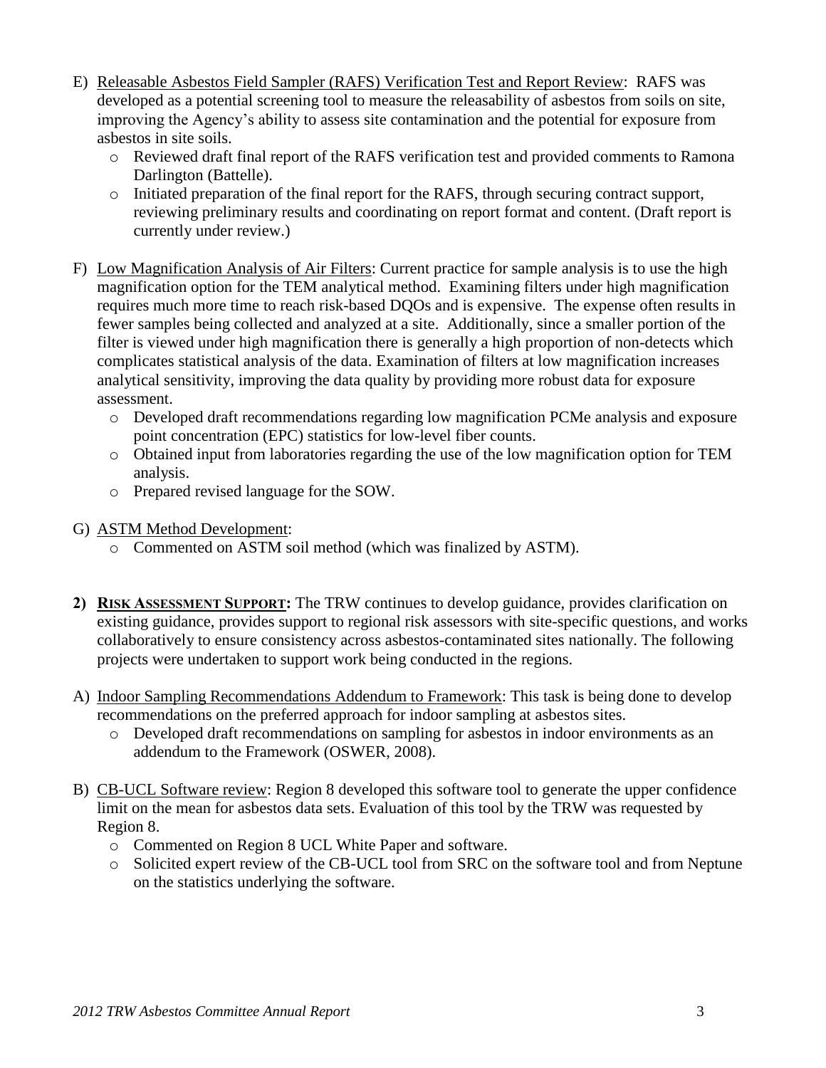E) Releasable Asbestos Field Sampler (RAFS) Verification Test and Report Review: RAFS was developed as a potential screening tool to measure the releasability of asbestos from soils on site, improving the Agency's ability to assess site contamination and the potential for exposure from asbestos in site soils.
   - Reviewed draft final report of the RAFS verification test and provided comments to Ramona Darlington (Battelle).
   - Initiated preparation of the final report for the RAFS, through securing contract support, reviewing preliminary results and coordinating on report format and content. (Draft report is currently under review.)

F) Low Magnification Analysis of Air Filters: Current practice for sample analysis is to use the high magnification option for the TEM analytical method. Examining filters under high magnification requires much more time to reach risk-based DQOs and is expensive. The expense often results in fewer samples being collected and analyzed at a site. Additionally, since a smaller portion of the filter is viewed under high magnification there is generally a high proportion of non-detects which complicates statistical analysis of the data. Examination of filters at low magnification increases analytical sensitivity, improving the data quality by providing more robust data for exposure assessment.
   - Developed draft recommendations regarding low magnification PCMe analysis and exposure point concentration (EPC) statistics for low-level fiber counts.
   - Obtained input from laboratories regarding the use of the low magnification option for TEM analysis.
   - Prepared revised language for the SOW.

G) ASTM Method Development:
   - Commented on ASTM soil method (which was finalized by ASTM).

**2) RISK ASSESSMENT SUPPORT:** The TRW continues to develop guidance, provides clarification on existing guidance, provides support to regional risk assessors with site-specific questions, and works collaboratively to ensure consistency across asbestos-contaminated sites nationally. The following projects were undertaken to support work being conducted in the regions.

A) Indoor Sampling Recommendations Addendum to Framework: This task is being done to develop recommendations on the preferred approach for indoor sampling at asbestos sites.
   - Developed draft recommendations on sampling for asbestos in indoor environments as an addendum to the Framework (OSWER, 2008).

B) CB-UCL Software review: Region 8 developed this software tool to generate the upper confidence limit on the mean for asbestos data sets. Evaluation of this tool by the TRW was requested by Region 8.
   - Commented on Region 8 UCL White Paper and software.
   - Solicited expert review of the CB-UCL tool from SRC on the software tool and from Neptune on the statistics underlying the software.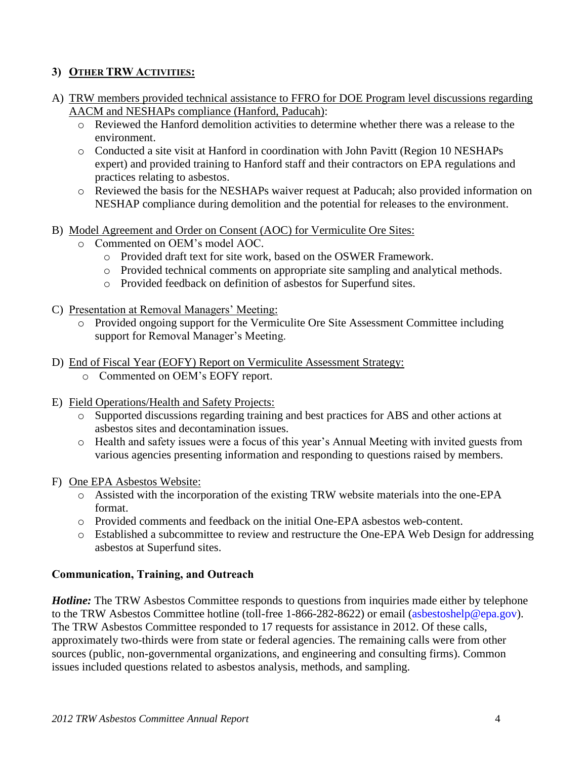### 3) Other TRW Activities:

A) TRW members provided technical assistance to FFRO for DOE Program level discussions regarding AACM and NESHAPs compliance (Hanford, Paducah):

- Reviewed the Hanford demolition activities to determine whether there was a release to the environment.
- Conducted a site visit at Hanford in coordination with John Pavitt (Region 10 NESHAPs expert) and provided training to Hanford staff and their contractors on EPA regulations and practices relating to asbestos.
- Reviewed the basis for the NESHAPs waiver request at Paducah; also provided information on NESHAP compliance during demolition and the potential for releases to the environment.

B) Model Agreement and Order on Consent (AOC) for Vermiculite Ore Sites:

- Commented on OEM's model AOC.
  - Provided draft text for site work, based on the OSWER Framework.
  - Provided technical comments on appropriate site sampling and analytical methods.
  - Provided feedback on definition of asbestos for Superfund sites.

C) Presentation at Removal Managers' Meeting:

- Provided ongoing support for the Vermiculite Ore Site Assessment Committee including support for Removal Manager's Meeting.

D) End of Fiscal Year (EOFY) Report on Vermiculite Assessment Strategy:

- Commented on OEM's EOFY report.

E) Field Operations/Health and Safety Projects:

- Supported discussions regarding training and best practices for ABS and other actions at asbestos sites and decontamination issues.
- Health and safety issues were a focus of this year's Annual Meeting with invited guests from various agencies presenting information and responding to questions raised by members.

F) One EPA Asbestos Website:

- Assisted with the incorporation of the existing TRW website materials into the one-EPA format.
- Provided comments and feedback on the initial One-EPA asbestos web-content.
- Established a subcommittee to review and restructure the One-EPA Web Design for addressing asbestos at Superfund sites.

**Communication, Training, and Outreach**

***Hotline:*** The TRW Asbestos Committee responds to questions from inquiries made either by telephone to the TRW Asbestos Committee hotline (toll-free 1-866-282-8622) or email (asbestoshelp@epa.gov). The TRW Asbestos Committee responded to 17 requests for assistance in 2012. Of these calls, approximately two-thirds were from state or federal agencies. The remaining calls were from other sources (public, non-governmental organizations, and engineering and consulting firms). Common issues included questions related to asbestos analysis, methods, and sampling.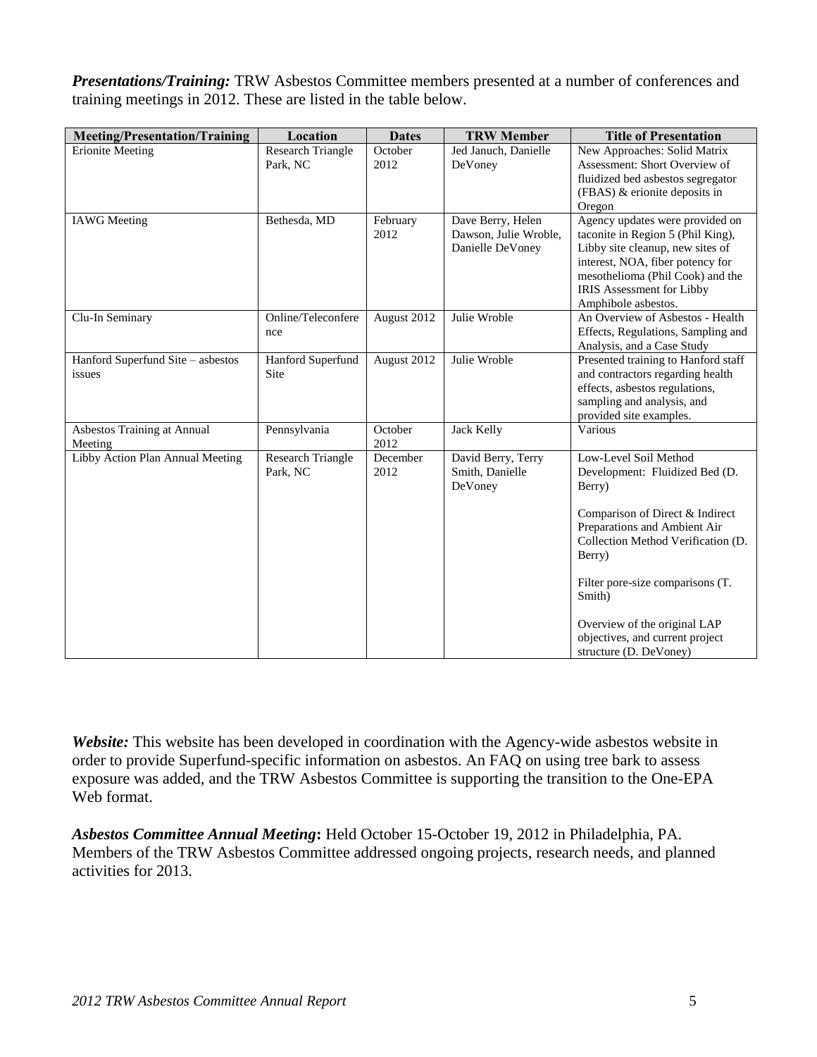***Presentations/Training:*** TRW Asbestos Committee members presented at a number of conferences and training meetings in 2012. These are listed in the table below.

| Meeting/Presentation/Training | Location | Dates | TRW Member | Title of Presentation |
|---|---|---|---|---|
| Erionite Meeting | Research Triangle Park, NC | October 2012 | Jed Januch, Danielle DeVoney | New Approaches: Solid Matrix Assessment: Short Overview of fluidized bed asbestos segregator (FBAS) & erionite deposits in Oregon |
| IAWG Meeting | Bethesda, MD | February 2012 | Dave Berry, Helen Dawson, Julie Wroble, Danielle DeVoney | Agency updates were provided on taconite in Region 5 (Phil King), Libby site cleanup, new sites of interest, NOA, fiber potency for mesothelioma (Phil Cook) and the IRIS Assessment for Libby Amphibole asbestos. |
| Clu-In Seminary | Online/Teleconference | August 2012 | Julie Wroble | An Overview of Asbestos - Health Effects, Regulations, Sampling and Analysis, and a Case Study |
| Hanford Superfund Site – asbestos issues | Hanford Superfund Site | August 2012 | Julie Wroble | Presented training to Hanford staff and contractors regarding health effects, asbestos regulations, sampling and analysis, and provided site examples. |
| Asbestos Training at Annual Meeting | Pennsylvania | October 2012 | Jack Kelly | Various |
| Libby Action Plan Annual Meeting | Research Triangle Park, NC | December 2012 | David Berry, Terry Smith, Danielle DeVoney | Low-Level Soil Method Development: Fluidized Bed (D. Berry)<br><br>Comparison of Direct & Indirect Preparations and Ambient Air Collection Method Verification (D. Berry)<br><br>Filter pore-size comparisons (T. Smith)<br><br>Overview of the original LAP objectives, and current project structure (D. DeVoney) |

***Website:*** This website has been developed in coordination with the Agency-wide asbestos website in order to provide Superfund-specific information on asbestos. An FAQ on using tree bark to assess exposure was added, and the TRW Asbestos Committee is supporting the transition to the One-EPA Web format.

***Asbestos Committee Annual Meeting*:** Held October 15-October 19, 2012 in Philadelphia, PA. Members of the TRW Asbestos Committee addressed ongoing projects, research needs, and planned activities for 2013.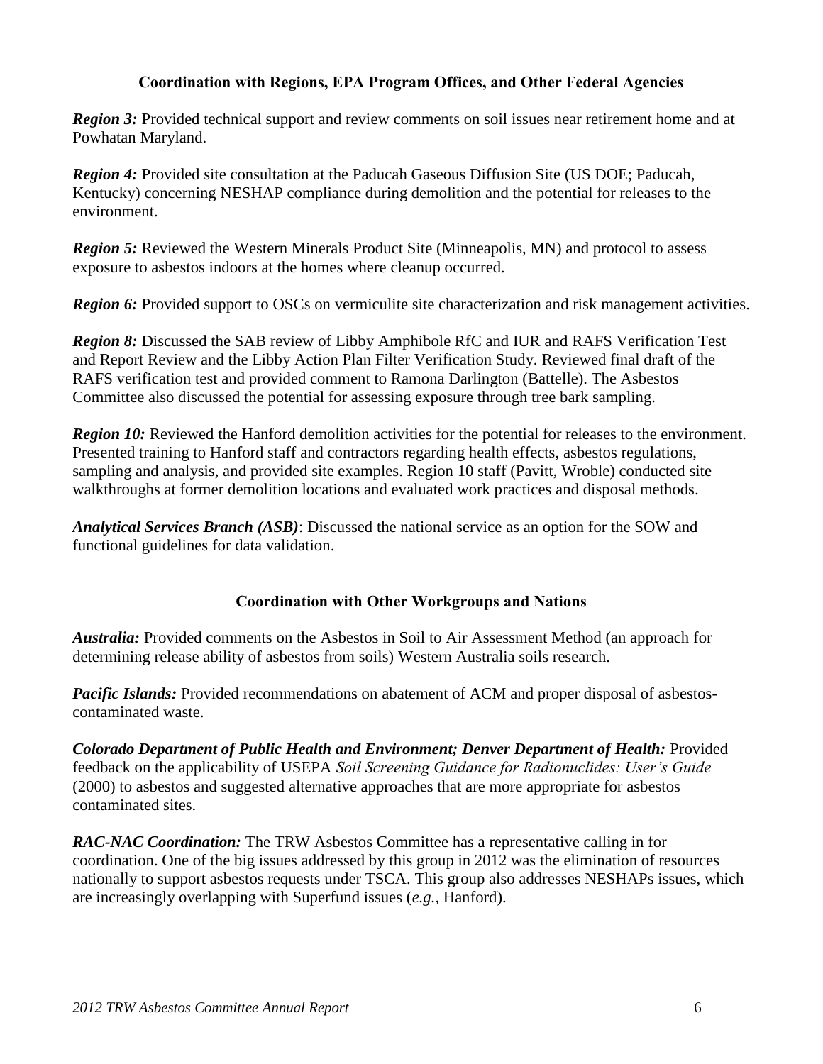## Coordination with Regions, EPA Program Offices, and Other Federal Agencies

***Region 3:*** Provided technical support and review comments on soil issues near retirement home and at Powhatan Maryland.

***Region 4:*** Provided site consultation at the Paducah Gaseous Diffusion Site (US DOE; Paducah, Kentucky) concerning NESHAP compliance during demolition and the potential for releases to the environment.

***Region 5:*** Reviewed the Western Minerals Product Site (Minneapolis, MN) and protocol to assess exposure to asbestos indoors at the homes where cleanup occurred.

***Region 6:*** Provided support to OSCs on vermiculite site characterization and risk management activities.

***Region 8:*** Discussed the SAB review of Libby Amphibole RfC and IUR and RAFS Verification Test and Report Review and the Libby Action Plan Filter Verification Study. Reviewed final draft of the RAFS verification test and provided comment to Ramona Darlington (Battelle). The Asbestos Committee also discussed the potential for assessing exposure through tree bark sampling.

***Region 10:*** Reviewed the Hanford demolition activities for the potential for releases to the environment. Presented training to Hanford staff and contractors regarding health effects, asbestos regulations, sampling and analysis, and provided site examples. Region 10 staff (Pavitt, Wroble) conducted site walkthroughs at former demolition locations and evaluated work practices and disposal methods.

***Analytical Services Branch (ASB)***: Discussed the national service as an option for the SOW and functional guidelines for data validation.

## Coordination with Other Workgroups and Nations

***Australia:*** Provided comments on the Asbestos in Soil to Air Assessment Method (an approach for determining release ability of asbestos from soils) Western Australia soils research.

***Pacific Islands:*** Provided recommendations on abatement of ACM and proper disposal of asbestos-contaminated waste.

***Colorado Department of Public Health and Environment; Denver Department of Health:*** Provided feedback on the applicability of USEPA *Soil Screening Guidance for Radionuclides: User's Guide* (2000) to asbestos and suggested alternative approaches that are more appropriate for asbestos contaminated sites.

***RAC-NAC Coordination:*** The TRW Asbestos Committee has a representative calling in for coordination. One of the big issues addressed by this group in 2012 was the elimination of resources nationally to support asbestos requests under TSCA. This group also addresses NESHAPs issues, which are increasingly overlapping with Superfund issues (*e.g.*, Hanford).